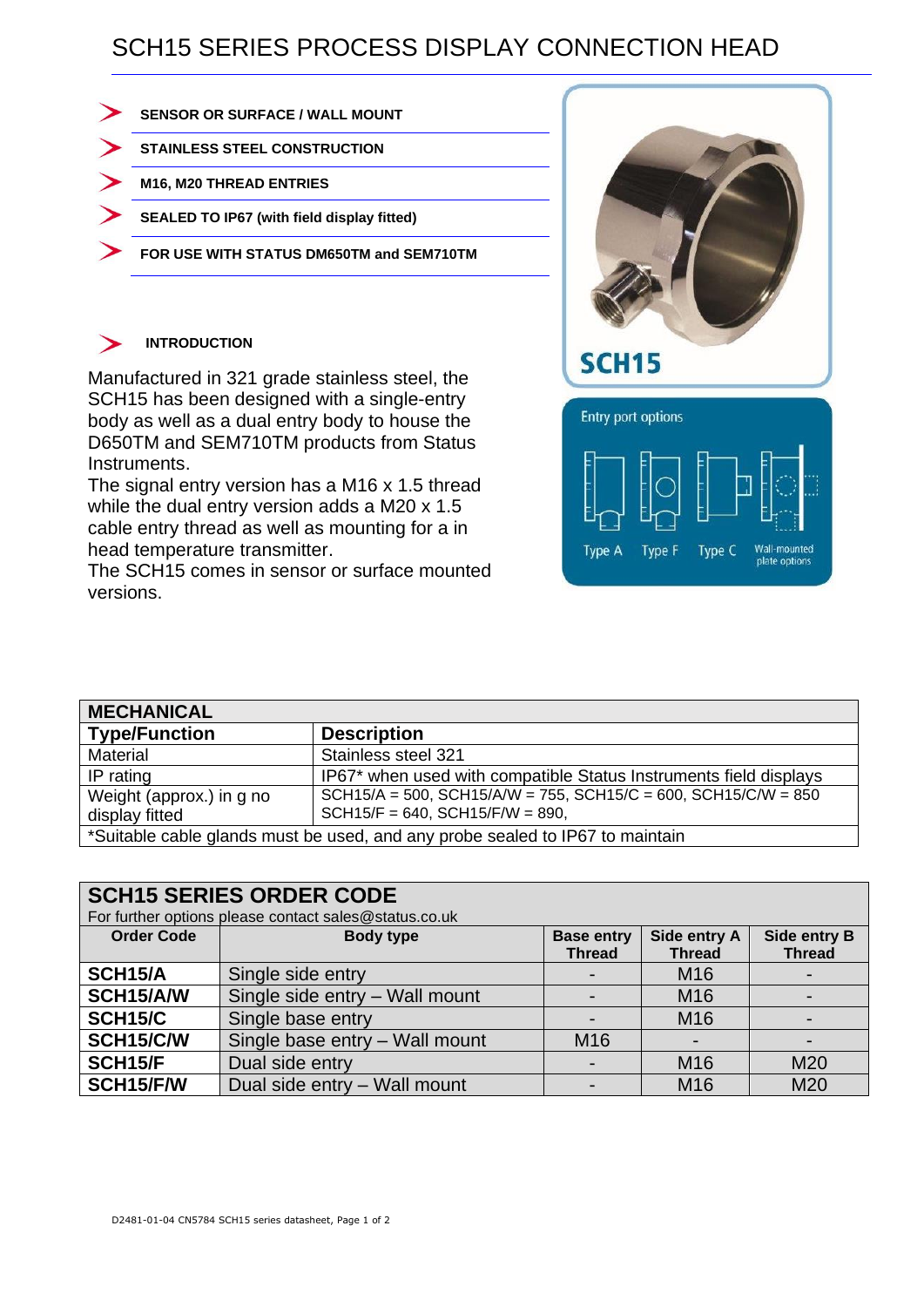# SCH15 SERIES PROCESS DISPLAY CONNECTION HEAD

- **SENSOR OR SURFACE / WALL MOUNT**
- **STAINLESS STEEL CONSTRUCTION**
- **M16, M20 THREAD ENTRIES**
- **SEALED TO IP67 (with field display fitted)**
- **FOR USE WITH STATUS DM650TM and SEM710TM**

## INTRODUCTION

Manufactured in 321 grade stainless steel, the SCH15 has been designed with a single-entry body as well as a dual entry body to house the D650TM and SEM710TM products from Status Instruments.
The signal entry version has a M16 x 1.5 thread while the dual entry version adds a M20 x 1.5 cable entry thread as well as mounting for a in head temperature transmitter.
The SCH15 comes in sensor or surface mounted versions.

SCH15

Entry port options

Type A    Type F    Type C    Wall-mounted plate options

| MECHANICAL | |
|---|---|
| **Type/Function** | **Description** |
| Material | Stainless steel 321 |
| IP rating | IP67* when used with compatible Status Instruments field displays |
| Weight (approx.) in g no display fitted | SCH15/A = 500, SCH15/A/W = 755, SCH15/C = 600, SCH15/C/W = 850<br>SCH15/F = 640, SCH15/F/W = 890, |
| *Suitable cable glands must be used, and any probe sealed to IP67 to maintain | |

**SCH15 SERIES ORDER CODE**
For further options please contact sales@status.co.uk

| Order Code | Body type | Base entry Thread | Side entry A Thread | Side entry B Thread |
|---|---|---|---|---|
| **SCH15/A** | Single side entry | - | M16 | - |
| **SCH15/A/W** | Single side entry – Wall mount | - | M16 | - |
| **SCH15/C** | Single base entry | - | M16 | - |
| **SCH15/C/W** | Single base entry – Wall mount | M16 | - | - |
| **SCH15/F** | Dual side entry | - | M16 | M20 |
| **SCH15/F/W** | Dual side entry – Wall mount | - | M16 | M20 |

D2481-01-04 CN5784 SCH15 series datasheet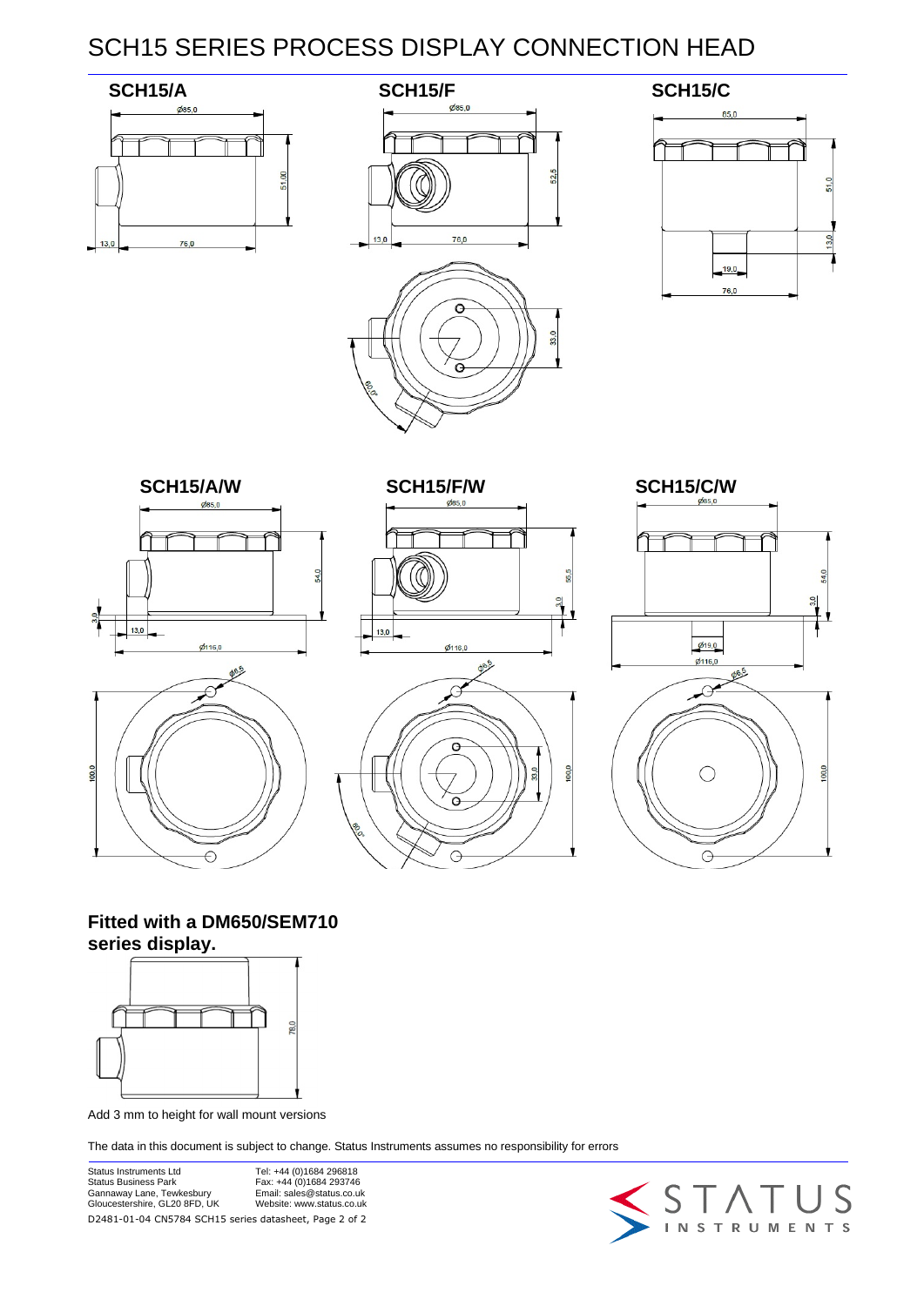# SCH15 SERIES PROCESS DISPLAY CONNECTION HEAD

**SCH15/A**

Ø85,0

51,00

13,0

76,0

**SCH15/F**

Ø85,0

52,5

13,0

76,0

33,0

90,0°

**SCH15/C**

65,0

51,0

13,0

19,0

76,0

**SCH15/A/W**

Ø85,0

54,0

3,0

13,0

Ø116,0

Ø6,5

100,0

**SCH15/F/W**

Ø85,0

55,5

3,0

13,0

Ø116,0

Ø6,5

33,0

100,0

90,0°

**SCH15/C/W**

Ø85,0

54,0

3,0

Ø19,0

Ø116,0

Ø6,5

100,0

**Fitted with a DM650/SEM710 series display.**

78,0

Add 3 mm to height for wall mount versions

The data in this document is subject to change. Status Instruments assumes no responsibility for errors

Status Instruments Ltd
Status Business Park
Gannaway Lane, Tewkesbury
Gloucestershire, GL20 8FD, UK

Tel: +44 (0)1684 296818
Fax: +44 (0)1684 293746
Email: sales@status.co.uk
Website: www.status.co.uk

D2481-01-04 CN5784 SCH15 series datasheet, Page 2 of 2

STATUS INSTRUMENTS